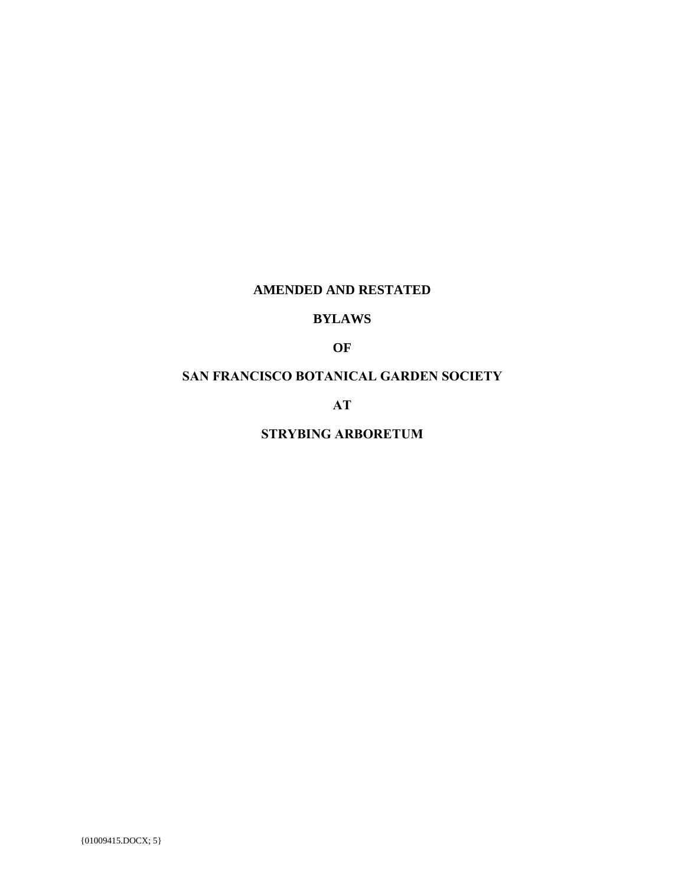# AMENDED AND RESTATED

# BYLAWS

# OF

# SAN FRANCISCO BOTANICAL GARDEN SOCIETY

# AT

# STRYBING ARBORETUM

{01009415.DOCX; 5}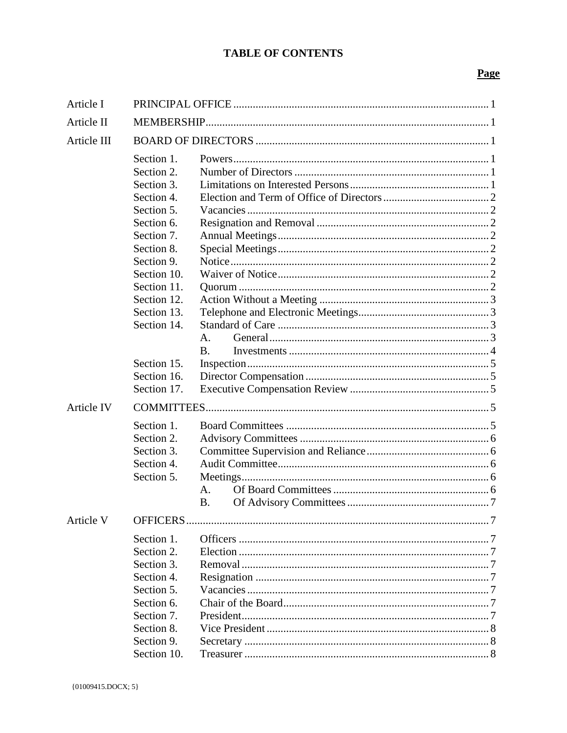# TABLE OF CONTENTS

| | | | Page |
|---|---|---|---|
| Article I | PRINCIPAL OFFICE | | 1 |
| Article II | MEMBERSHIP | | 1 |
| Article III | BOARD OF DIRECTORS | | 1 |
| | Section 1. | Powers | 1 |
| | Section 2. | Number of Directors | 1 |
| | Section 3. | Limitations on Interested Persons | 1 |
| | Section 4. | Election and Term of Office of Directors | 2 |
| | Section 5. | Vacancies | 2 |
| | Section 6. | Resignation and Removal | 2 |
| | Section 7. | Annual Meetings | 2 |
| | Section 8. | Special Meetings | 2 |
| | Section 9. | Notice | 2 |
| | Section 10. | Waiver of Notice | 2 |
| | Section 11. | Quorum | 2 |
| | Section 12. | Action Without a Meeting | 3 |
| | Section 13. | Telephone and Electronic Meetings | 3 |
| | Section 14. | Standard of Care | 3 |
| | | A. General | 3 |
| | | B. Investments | 4 |
| | Section 15. | Inspection | 5 |
| | Section 16. | Director Compensation | 5 |
| | Section 17. | Executive Compensation Review | 5 |
| Article IV | COMMITTEES | | 5 |
| | Section 1. | Board Committees | 5 |
| | Section 2. | Advisory Committees | 6 |
| | Section 3. | Committee Supervision and Reliance | 6 |
| | Section 4. | Audit Committee | 6 |
| | Section 5. | Meetings | 6 |
| | | A. Of Board Committees | 6 |
| | | B. Of Advisory Committees | 7 |
| Article V | OFFICERS | | 7 |
| | Section 1. | Officers | 7 |
| | Section 2. | Election | 7 |
| | Section 3. | Removal | 7 |
| | Section 4. | Resignation | 7 |
| | Section 5. | Vacancies | 7 |
| | Section 6. | Chair of the Board | 7 |
| | Section 7. | President | 7 |
| | Section 8. | Vice President | 8 |
| | Section 9. | Secretary | 8 |
| | Section 10. | Treasurer | 8 |

{01009415.DOCX; 5}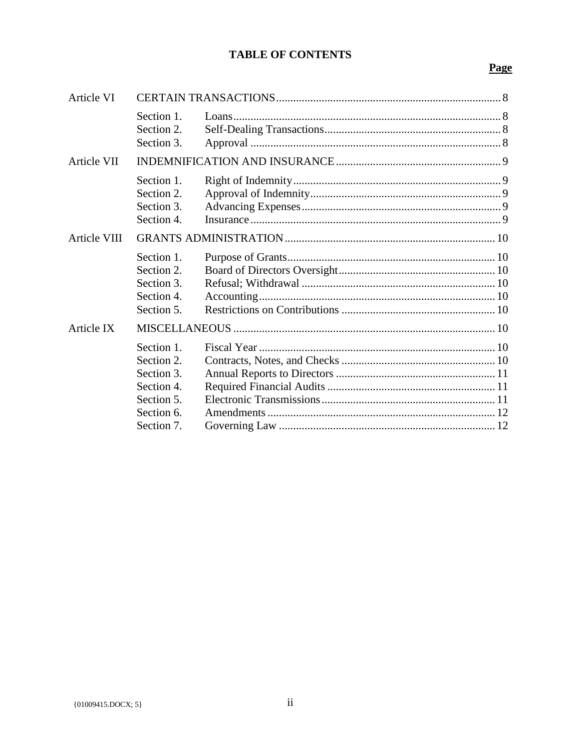# TABLE OF CONTENTS

| | | | Page |
|---|---|---|---|
| Article VI | CERTAIN TRANSACTIONS | | 8 |
| | Section 1. | Loans | 8 |
| | Section 2. | Self-Dealing Transactions | 8 |
| | Section 3. | Approval | 8 |
| Article VII | INDEMNIFICATION AND INSURANCE | | 9 |
| | Section 1. | Right of Indemnity | 9 |
| | Section 2. | Approval of Indemnity | 9 |
| | Section 3. | Advancing Expenses | 9 |
| | Section 4. | Insurance | 9 |
| Article VIII | GRANTS ADMINISTRATION | | 10 |
| | Section 1. | Purpose of Grants | 10 |
| | Section 2. | Board of Directors Oversight | 10 |
| | Section 3. | Refusal; Withdrawal | 10 |
| | Section 4. | Accounting | 10 |
| | Section 5. | Restrictions on Contributions | 10 |
| Article IX | MISCELLANEOUS | | 10 |
| | Section 1. | Fiscal Year | 10 |
| | Section 2. | Contracts, Notes, and Checks | 10 |
| | Section 3. | Annual Reports to Directors | 11 |
| | Section 4. | Required Financial Audits | 11 |
| | Section 5. | Electronic Transmissions | 11 |
| | Section 6. | Amendments | 12 |
| | Section 7. | Governing Law | 12 |

{01009415.DOCX; 5}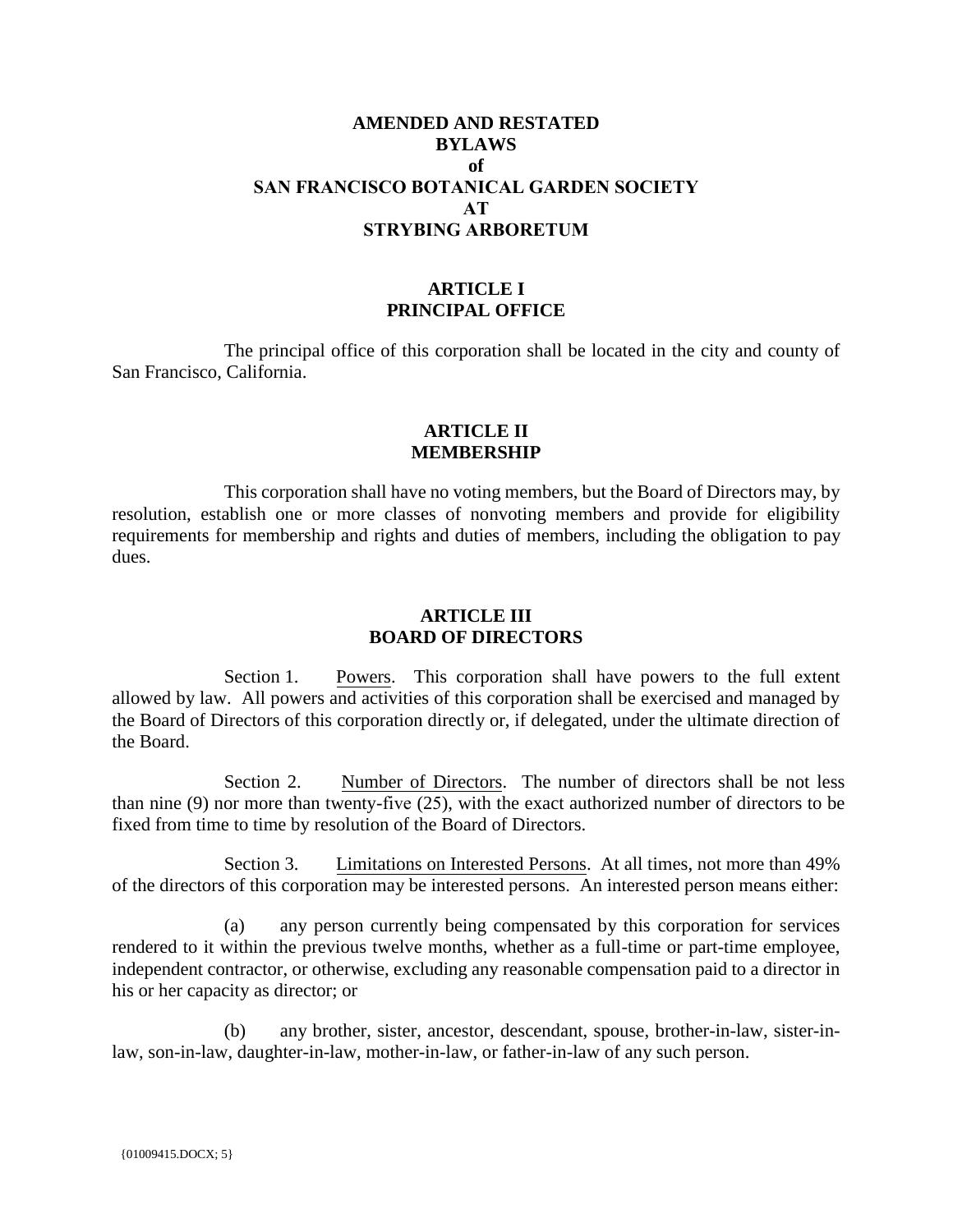# AMENDED AND RESTATED BYLAWS of SAN FRANCISCO BOTANICAL GARDEN SOCIETY AT STRYBING ARBORETUM

## ARTICLE I
## PRINCIPAL OFFICE

The principal office of this corporation shall be located in the city and county of San Francisco, California.

## ARTICLE II
## MEMBERSHIP

This corporation shall have no voting members, but the Board of Directors may, by resolution, establish one or more classes of nonvoting members and provide for eligibility requirements for membership and rights and duties of members, including the obligation to pay dues.

## ARTICLE III
## BOARD OF DIRECTORS

Section 1. Powers. This corporation shall have powers to the full extent allowed by law. All powers and activities of this corporation shall be exercised and managed by the Board of Directors of this corporation directly or, if delegated, under the ultimate direction of the Board.

Section 2. Number of Directors. The number of directors shall be not less than nine (9) nor more than twenty-five (25), with the exact authorized number of directors to be fixed from time to time by resolution of the Board of Directors.

Section 3. Limitations on Interested Persons. At all times, not more than 49% of the directors of this corporation may be interested persons. An interested person means either:

(a) any person currently being compensated by this corporation for services rendered to it within the previous twelve months, whether as a full-time or part-time employee, independent contractor, or otherwise, excluding any reasonable compensation paid to a director in his or her capacity as director; or

(b) any brother, sister, ancestor, descendant, spouse, brother-in-law, sister-in-law, son-in-law, daughter-in-law, mother-in-law, or father-in-law of any such person.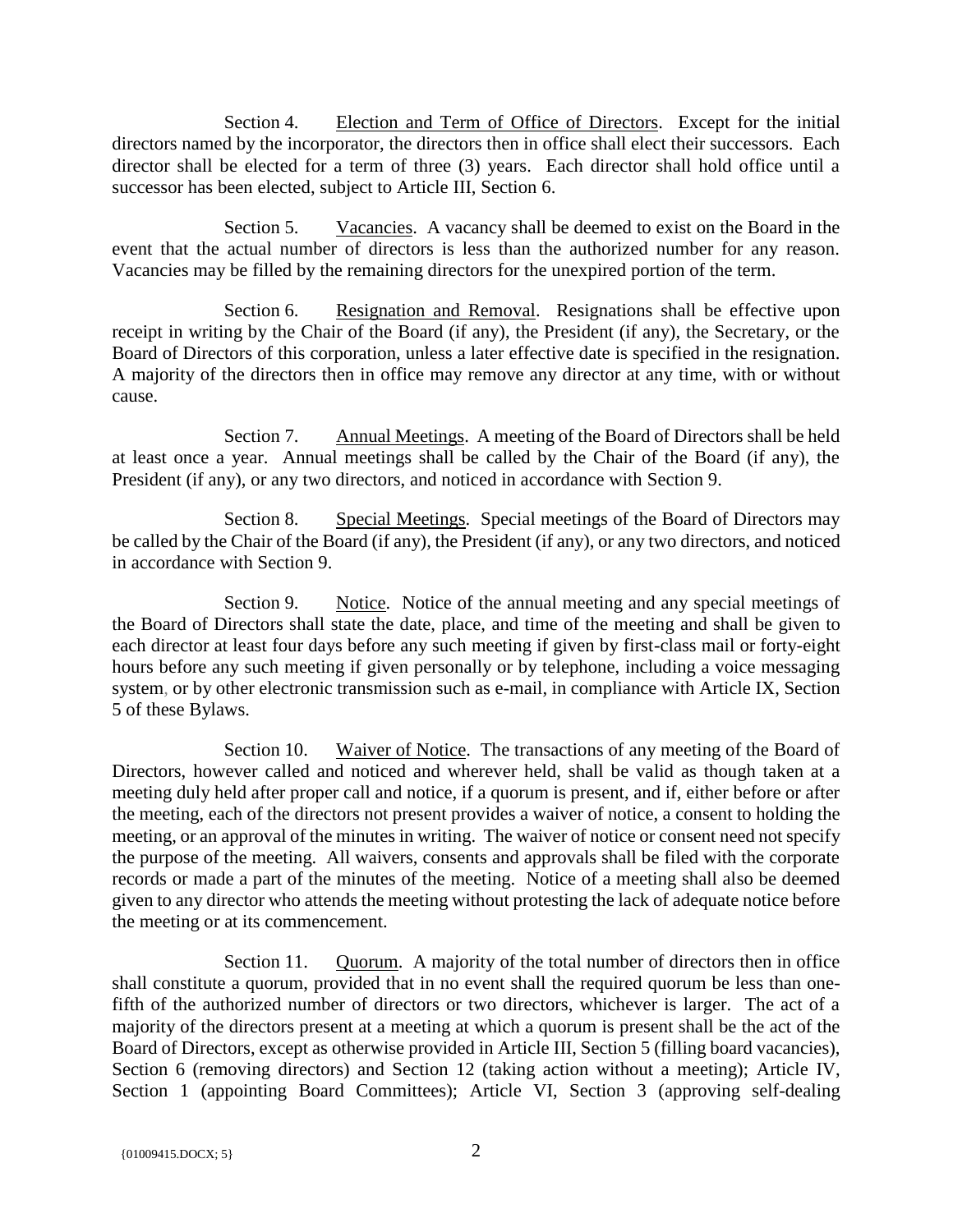Section 4. Election and Term of Office of Directors. Except for the initial directors named by the incorporator, the directors then in office shall elect their successors. Each director shall be elected for a term of three (3) years. Each director shall hold office until a successor has been elected, subject to Article III, Section 6.

Section 5. Vacancies. A vacancy shall be deemed to exist on the Board in the event that the actual number of directors is less than the authorized number for any reason. Vacancies may be filled by the remaining directors for the unexpired portion of the term.

Section 6. Resignation and Removal. Resignations shall be effective upon receipt in writing by the Chair of the Board (if any), the President (if any), the Secretary, or the Board of Directors of this corporation, unless a later effective date is specified in the resignation. A majority of the directors then in office may remove any director at any time, with or without cause.

Section 7. Annual Meetings. A meeting of the Board of Directors shall be held at least once a year. Annual meetings shall be called by the Chair of the Board (if any), the President (if any), or any two directors, and noticed in accordance with Section 9.

Section 8. Special Meetings. Special meetings of the Board of Directors may be called by the Chair of the Board (if any), the President (if any), or any two directors, and noticed in accordance with Section 9.

Section 9. Notice. Notice of the annual meeting and any special meetings of the Board of Directors shall state the date, place, and time of the meeting and shall be given to each director at least four days before any such meeting if given by first-class mail or forty-eight hours before any such meeting if given personally or by telephone, including a voice messaging system, or by other electronic transmission such as e-mail, in compliance with Article IX, Section 5 of these Bylaws.

Section 10. Waiver of Notice. The transactions of any meeting of the Board of Directors, however called and noticed and wherever held, shall be valid as though taken at a meeting duly held after proper call and notice, if a quorum is present, and if, either before or after the meeting, each of the directors not present provides a waiver of notice, a consent to holding the meeting, or an approval of the minutes in writing. The waiver of notice or consent need not specify the purpose of the meeting. All waivers, consents and approvals shall be filed with the corporate records or made a part of the minutes of the meeting. Notice of a meeting shall also be deemed given to any director who attends the meeting without protesting the lack of adequate notice before the meeting or at its commencement.

Section 11. Quorum. A majority of the total number of directors then in office shall constitute a quorum, provided that in no event shall the required quorum be less than one-fifth of the authorized number of directors or two directors, whichever is larger. The act of a majority of the directors present at a meeting at which a quorum is present shall be the act of the Board of Directors, except as otherwise provided in Article III, Section 5 (filling board vacancies), Section 6 (removing directors) and Section 12 (taking action without a meeting); Article IV, Section 1 (appointing Board Committees); Article VI, Section 3 (approving self-dealing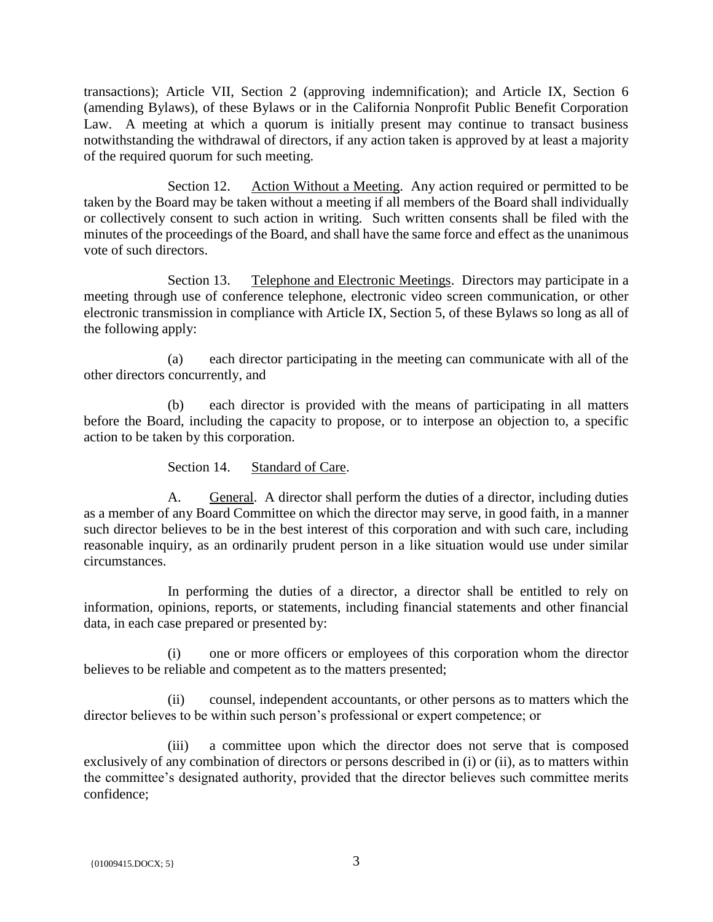transactions); Article VII, Section 2 (approving indemnification); and Article IX, Section 6 (amending Bylaws), of these Bylaws or in the California Nonprofit Public Benefit Corporation Law. A meeting at which a quorum is initially present may continue to transact business notwithstanding the withdrawal of directors, if any action taken is approved by at least a majority of the required quorum for such meeting.

Section 12. Action Without a Meeting. Any action required or permitted to be taken by the Board may be taken without a meeting if all members of the Board shall individually or collectively consent to such action in writing. Such written consents shall be filed with the minutes of the proceedings of the Board, and shall have the same force and effect as the unanimous vote of such directors.

Section 13. Telephone and Electronic Meetings. Directors may participate in a meeting through use of conference telephone, electronic video screen communication, or other electronic transmission in compliance with Article IX, Section 5, of these Bylaws so long as all of the following apply:

(a) each director participating in the meeting can communicate with all of the other directors concurrently, and

(b) each director is provided with the means of participating in all matters before the Board, including the capacity to propose, or to interpose an objection to, a specific action to be taken by this corporation.

Section 14. Standard of Care.

A. General. A director shall perform the duties of a director, including duties as a member of any Board Committee on which the director may serve, in good faith, in a manner such director believes to be in the best interest of this corporation and with such care, including reasonable inquiry, as an ordinarily prudent person in a like situation would use under similar circumstances.

In performing the duties of a director, a director shall be entitled to rely on information, opinions, reports, or statements, including financial statements and other financial data, in each case prepared or presented by:

(i) one or more officers or employees of this corporation whom the director believes to be reliable and competent as to the matters presented;

(ii) counsel, independent accountants, or other persons as to matters which the director believes to be within such person's professional or expert competence; or

(iii) a committee upon which the director does not serve that is composed exclusively of any combination of directors or persons described in (i) or (ii), as to matters within the committee's designated authority, provided that the director believes such committee merits confidence;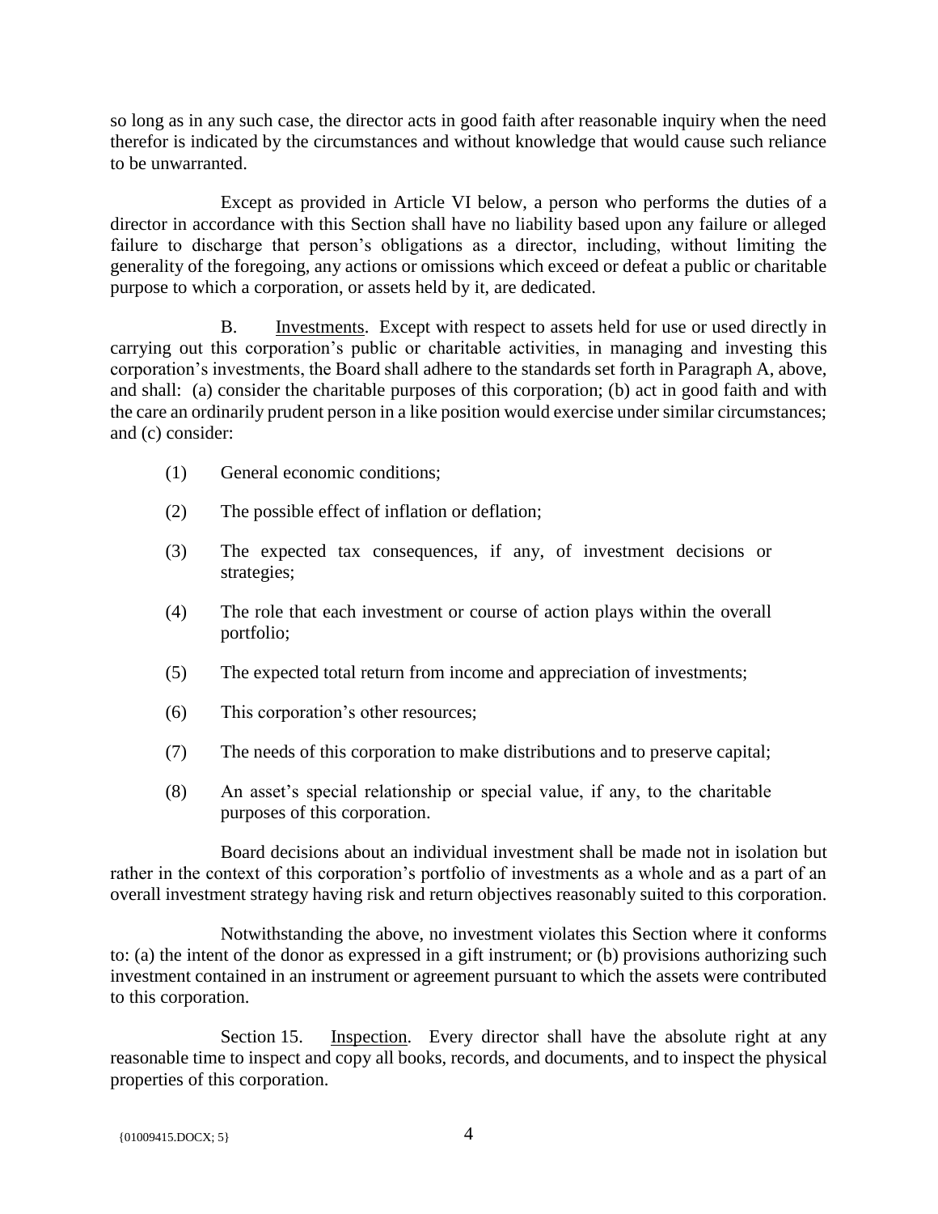so long as in any such case, the director acts in good faith after reasonable inquiry when the need therefor is indicated by the circumstances and without knowledge that would cause such reliance to be unwarranted.

Except as provided in Article VI below, a person who performs the duties of a director in accordance with this Section shall have no liability based upon any failure or alleged failure to discharge that person's obligations as a director, including, without limiting the generality of the foregoing, any actions or omissions which exceed or defeat a public or charitable purpose to which a corporation, or assets held by it, are dedicated.

B. Investments. Except with respect to assets held for use or used directly in carrying out this corporation's public or charitable activities, in managing and investing this corporation's investments, the Board shall adhere to the standards set forth in Paragraph A, above, and shall: (a) consider the charitable purposes of this corporation; (b) act in good faith and with the care an ordinarily prudent person in a like position would exercise under similar circumstances; and (c) consider:

(1) General economic conditions;

(2) The possible effect of inflation or deflation;

(3) The expected tax consequences, if any, of investment decisions or strategies;

(4) The role that each investment or course of action plays within the overall portfolio;

(5) The expected total return from income and appreciation of investments;

(6) This corporation's other resources;

(7) The needs of this corporation to make distributions and to preserve capital;

(8) An asset's special relationship or special value, if any, to the charitable purposes of this corporation.

Board decisions about an individual investment shall be made not in isolation but rather in the context of this corporation's portfolio of investments as a whole and as a part of an overall investment strategy having risk and return objectives reasonably suited to this corporation.

Notwithstanding the above, no investment violates this Section where it conforms to: (a) the intent of the donor as expressed in a gift instrument; or (b) provisions authorizing such investment contained in an instrument or agreement pursuant to which the assets were contributed to this corporation.

Section 15. Inspection. Every director shall have the absolute right at any reasonable time to inspect and copy all books, records, and documents, and to inspect the physical properties of this corporation.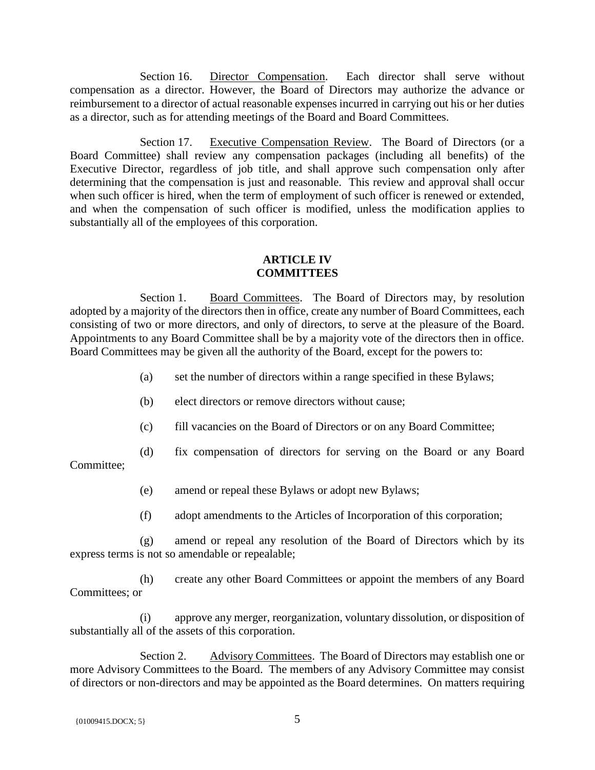Section 16. Director Compensation. Each director shall serve without compensation as a director. However, the Board of Directors may authorize the advance or reimbursement to a director of actual reasonable expenses incurred in carrying out his or her duties as a director, such as for attending meetings of the Board and Board Committees.

Section 17. Executive Compensation Review. The Board of Directors (or a Board Committee) shall review any compensation packages (including all benefits) of the Executive Director, regardless of job title, and shall approve such compensation only after determining that the compensation is just and reasonable. This review and approval shall occur when such officer is hired, when the term of employment of such officer is renewed or extended, and when the compensation of such officer is modified, unless the modification applies to substantially all of the employees of this corporation.

## ARTICLE IV
## COMMITTEES

Section 1. Board Committees. The Board of Directors may, by resolution adopted by a majority of the directors then in office, create any number of Board Committees, each consisting of two or more directors, and only of directors, to serve at the pleasure of the Board. Appointments to any Board Committee shall be by a majority vote of the directors then in office. Board Committees may be given all the authority of the Board, except for the powers to:

(a) set the number of directors within a range specified in these Bylaws;

(b) elect directors or remove directors without cause;

(c) fill vacancies on the Board of Directors or on any Board Committee;

(d) fix compensation of directors for serving on the Board or any Board Committee;

(e) amend or repeal these Bylaws or adopt new Bylaws;

(f) adopt amendments to the Articles of Incorporation of this corporation;

(g) amend or repeal any resolution of the Board of Directors which by its express terms is not so amendable or repealable;

(h) create any other Board Committees or appoint the members of any Board Committees; or

(i) approve any merger, reorganization, voluntary dissolution, or disposition of substantially all of the assets of this corporation.

Section 2. Advisory Committees. The Board of Directors may establish one or more Advisory Committees to the Board. The members of any Advisory Committee may consist of directors or non-directors and may be appointed as the Board determines. On matters requiring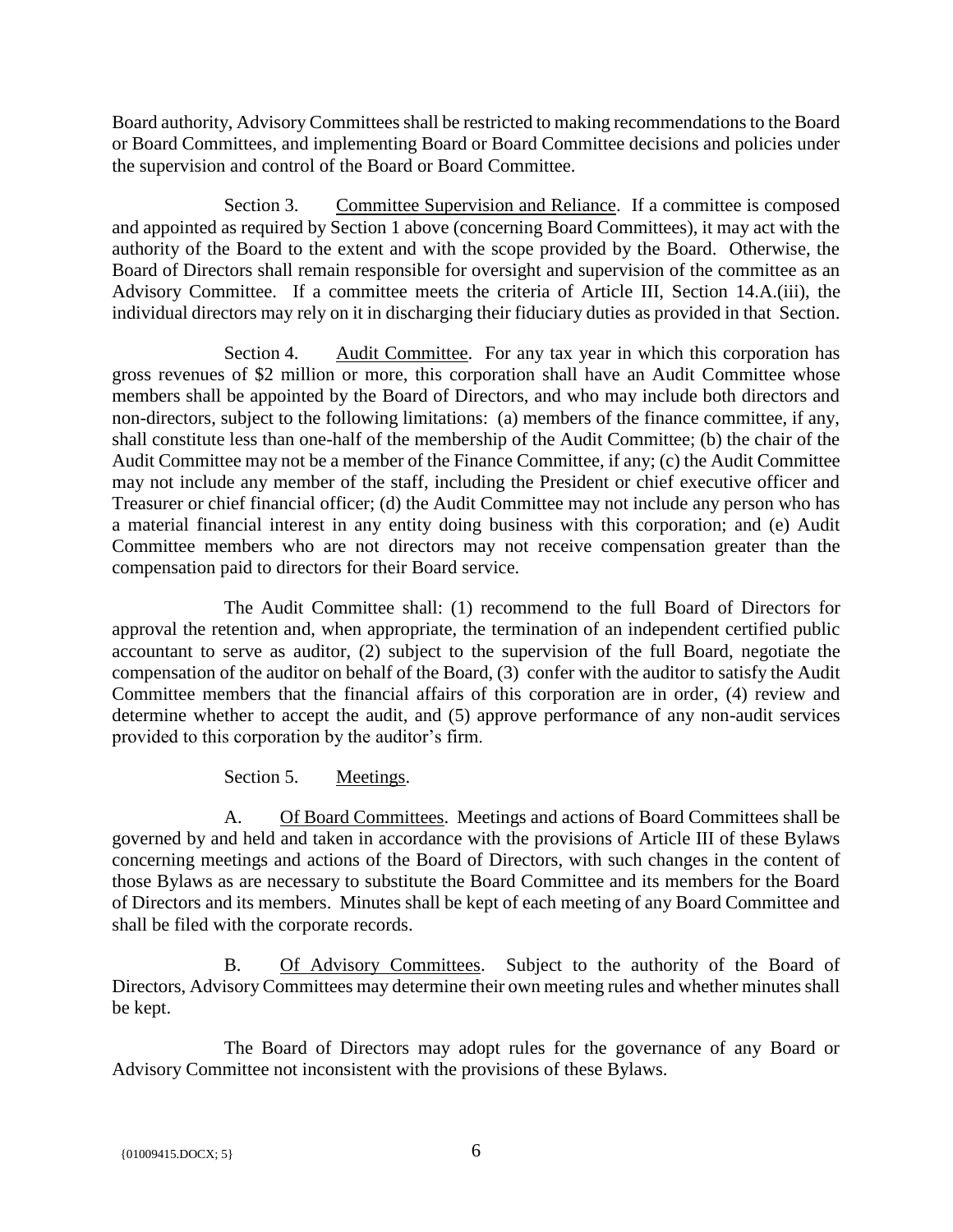Board authority, Advisory Committees shall be restricted to making recommendations to the Board or Board Committees, and implementing Board or Board Committee decisions and policies under the supervision and control of the Board or Board Committee.

Section 3. Committee Supervision and Reliance. If a committee is composed and appointed as required by Section 1 above (concerning Board Committees), it may act with the authority of the Board to the extent and with the scope provided by the Board. Otherwise, the Board of Directors shall remain responsible for oversight and supervision of the committee as an Advisory Committee. If a committee meets the criteria of Article III, Section 14.A.(iii), the individual directors may rely on it in discharging their fiduciary duties as provided in that Section.

Section 4. Audit Committee. For any tax year in which this corporation has gross revenues of $2 million or more, this corporation shall have an Audit Committee whose members shall be appointed by the Board of Directors, and who may include both directors and non-directors, subject to the following limitations: (a) members of the finance committee, if any, shall constitute less than one-half of the membership of the Audit Committee; (b) the chair of the Audit Committee may not be a member of the Finance Committee, if any; (c) the Audit Committee may not include any member of the staff, including the President or chief executive officer and Treasurer or chief financial officer; (d) the Audit Committee may not include any person who has a material financial interest in any entity doing business with this corporation; and (e) Audit Committee members who are not directors may not receive compensation greater than the compensation paid to directors for their Board service.

The Audit Committee shall: (1) recommend to the full Board of Directors for approval the retention and, when appropriate, the termination of an independent certified public accountant to serve as auditor, (2) subject to the supervision of the full Board, negotiate the compensation of the auditor on behalf of the Board, (3) confer with the auditor to satisfy the Audit Committee members that the financial affairs of this corporation are in order, (4) review and determine whether to accept the audit, and (5) approve performance of any non-audit services provided to this corporation by the auditor's firm.

Section 5. Meetings.

A. Of Board Committees. Meetings and actions of Board Committees shall be governed by and held and taken in accordance with the provisions of Article III of these Bylaws concerning meetings and actions of the Board of Directors, with such changes in the content of those Bylaws as are necessary to substitute the Board Committee and its members for the Board of Directors and its members. Minutes shall be kept of each meeting of any Board Committee and shall be filed with the corporate records.

B. Of Advisory Committees. Subject to the authority of the Board of Directors, Advisory Committees may determine their own meeting rules and whether minutes shall be kept.

The Board of Directors may adopt rules for the governance of any Board or Advisory Committee not inconsistent with the provisions of these Bylaws.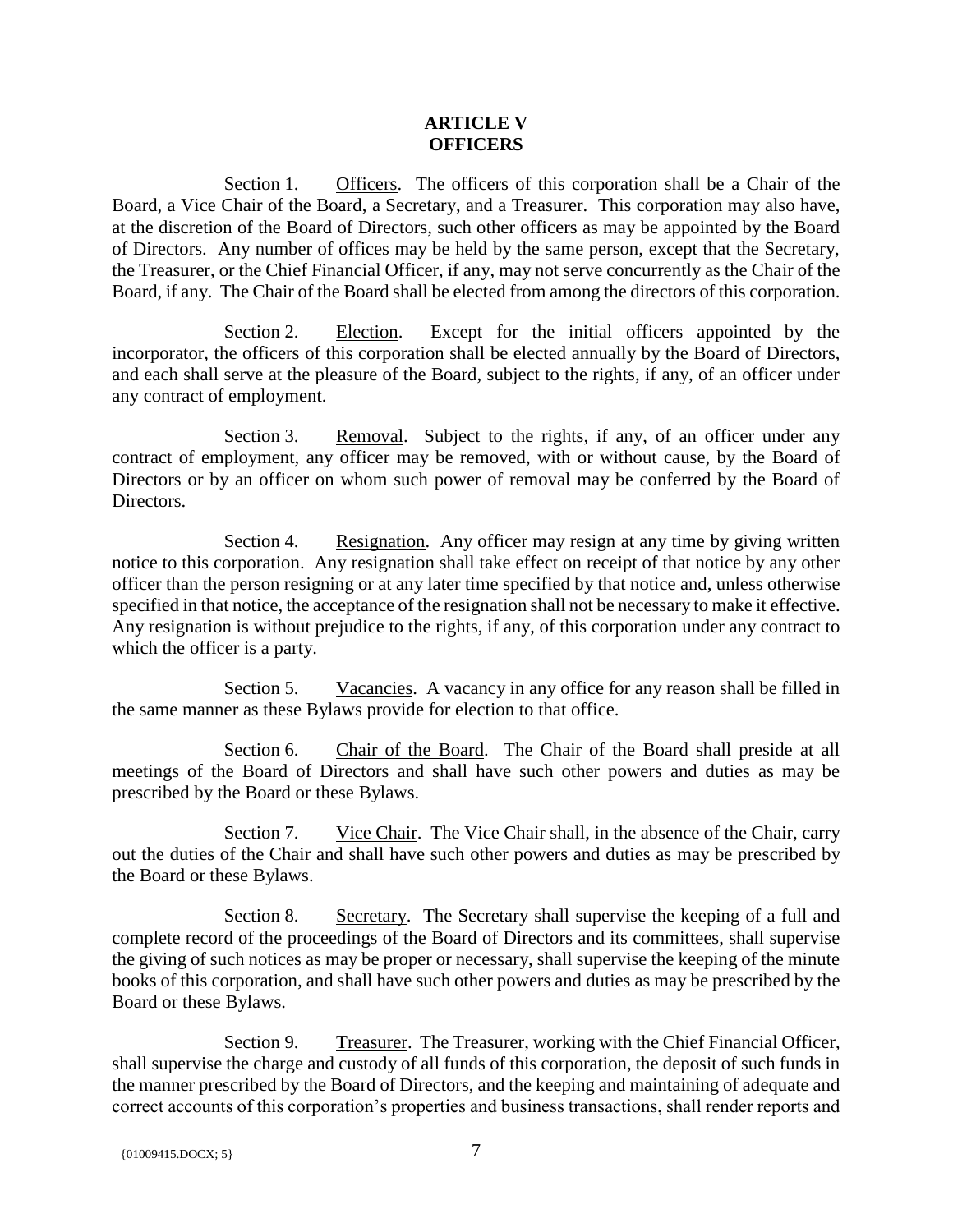## ARTICLE V
## OFFICERS

Section 1. Officers. The officers of this corporation shall be a Chair of the Board, a Vice Chair of the Board, a Secretary, and a Treasurer. This corporation may also have, at the discretion of the Board of Directors, such other officers as may be appointed by the Board of Directors. Any number of offices may be held by the same person, except that the Secretary, the Treasurer, or the Chief Financial Officer, if any, may not serve concurrently as the Chair of the Board, if any. The Chair of the Board shall be elected from among the directors of this corporation.

Section 2. Election. Except for the initial officers appointed by the incorporator, the officers of this corporation shall be elected annually by the Board of Directors, and each shall serve at the pleasure of the Board, subject to the rights, if any, of an officer under any contract of employment.

Section 3. Removal. Subject to the rights, if any, of an officer under any contract of employment, any officer may be removed, with or without cause, by the Board of Directors or by an officer on whom such power of removal may be conferred by the Board of Directors.

Section 4. Resignation. Any officer may resign at any time by giving written notice to this corporation. Any resignation shall take effect on receipt of that notice by any other officer than the person resigning or at any later time specified by that notice and, unless otherwise specified in that notice, the acceptance of the resignation shall not be necessary to make it effective. Any resignation is without prejudice to the rights, if any, of this corporation under any contract to which the officer is a party.

Section 5. Vacancies. A vacancy in any office for any reason shall be filled in the same manner as these Bylaws provide for election to that office.

Section 6. Chair of the Board. The Chair of the Board shall preside at all meetings of the Board of Directors and shall have such other powers and duties as may be prescribed by the Board or these Bylaws.

Section 7. Vice Chair. The Vice Chair shall, in the absence of the Chair, carry out the duties of the Chair and shall have such other powers and duties as may be prescribed by the Board or these Bylaws.

Section 8. Secretary. The Secretary shall supervise the keeping of a full and complete record of the proceedings of the Board of Directors and its committees, shall supervise the giving of such notices as may be proper or necessary, shall supervise the keeping of the minute books of this corporation, and shall have such other powers and duties as may be prescribed by the Board or these Bylaws.

Section 9. Treasurer. The Treasurer, working with the Chief Financial Officer, shall supervise the charge and custody of all funds of this corporation, the deposit of such funds in the manner prescribed by the Board of Directors, and the keeping and maintaining of adequate and correct accounts of this corporation's properties and business transactions, shall render reports and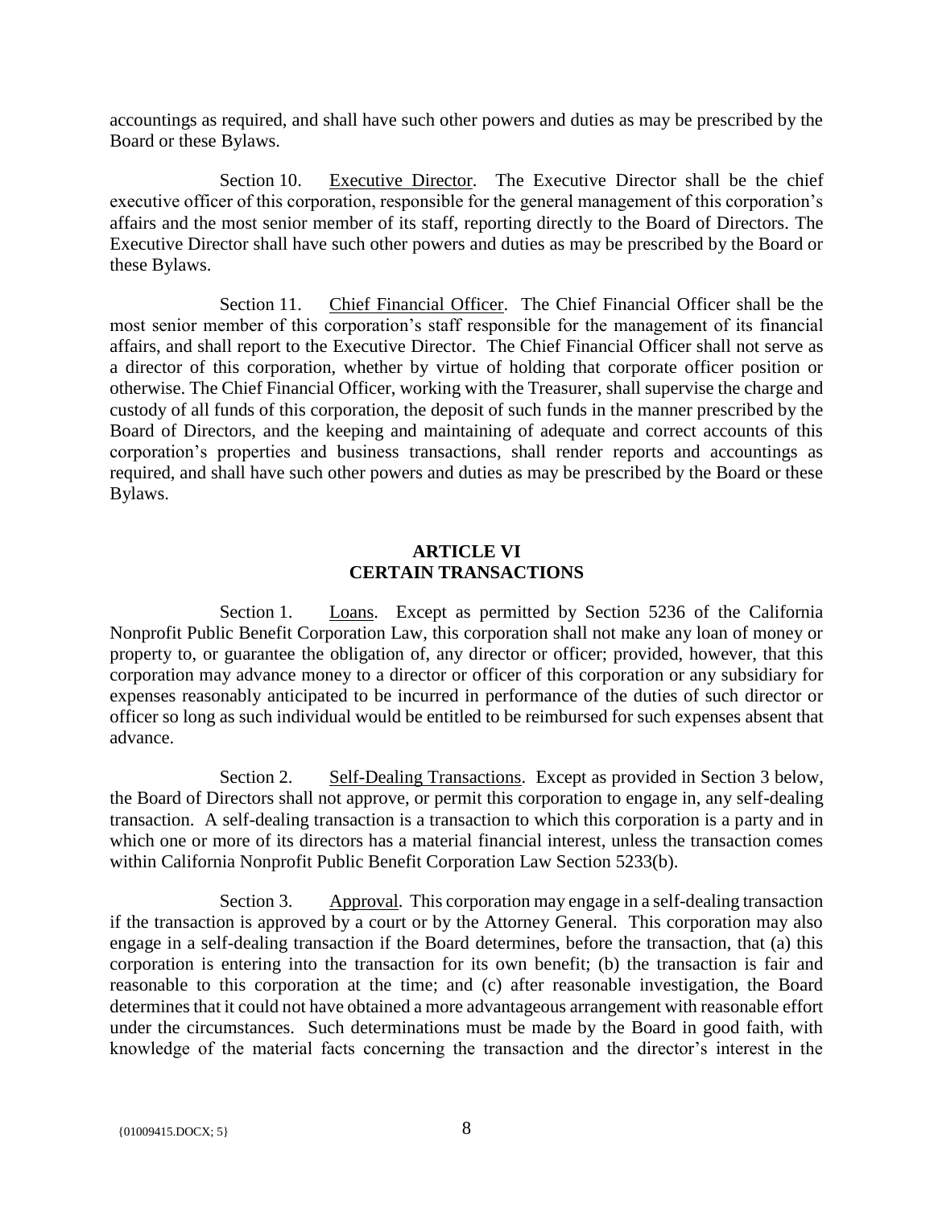accountings as required, and shall have such other powers and duties as may be prescribed by the Board or these Bylaws.

Section 10. Executive Director. The Executive Director shall be the chief executive officer of this corporation, responsible for the general management of this corporation's affairs and the most senior member of its staff, reporting directly to the Board of Directors. The Executive Director shall have such other powers and duties as may be prescribed by the Board or these Bylaws.

Section 11. Chief Financial Officer. The Chief Financial Officer shall be the most senior member of this corporation's staff responsible for the management of its financial affairs, and shall report to the Executive Director. The Chief Financial Officer shall not serve as a director of this corporation, whether by virtue of holding that corporate officer position or otherwise. The Chief Financial Officer, working with the Treasurer, shall supervise the charge and custody of all funds of this corporation, the deposit of such funds in the manner prescribed by the Board of Directors, and the keeping and maintaining of adequate and correct accounts of this corporation's properties and business transactions, shall render reports and accountings as required, and shall have such other powers and duties as may be prescribed by the Board or these Bylaws.

## ARTICLE VI
## CERTAIN TRANSACTIONS

Section 1. Loans. Except as permitted by Section 5236 of the California Nonprofit Public Benefit Corporation Law, this corporation shall not make any loan of money or property to, or guarantee the obligation of, any director or officer; provided, however, that this corporation may advance money to a director or officer of this corporation or any subsidiary for expenses reasonably anticipated to be incurred in performance of the duties of such director or officer so long as such individual would be entitled to be reimbursed for such expenses absent that advance.

Section 2. Self-Dealing Transactions. Except as provided in Section 3 below, the Board of Directors shall not approve, or permit this corporation to engage in, any self-dealing transaction. A self-dealing transaction is a transaction to which this corporation is a party and in which one or more of its directors has a material financial interest, unless the transaction comes within California Nonprofit Public Benefit Corporation Law Section 5233(b).

Section 3. Approval. This corporation may engage in a self-dealing transaction if the transaction is approved by a court or by the Attorney General. This corporation may also engage in a self-dealing transaction if the Board determines, before the transaction, that (a) this corporation is entering into the transaction for its own benefit; (b) the transaction is fair and reasonable to this corporation at the time; and (c) after reasonable investigation, the Board determines that it could not have obtained a more advantageous arrangement with reasonable effort under the circumstances. Such determinations must be made by the Board in good faith, with knowledge of the material facts concerning the transaction and the director's interest in the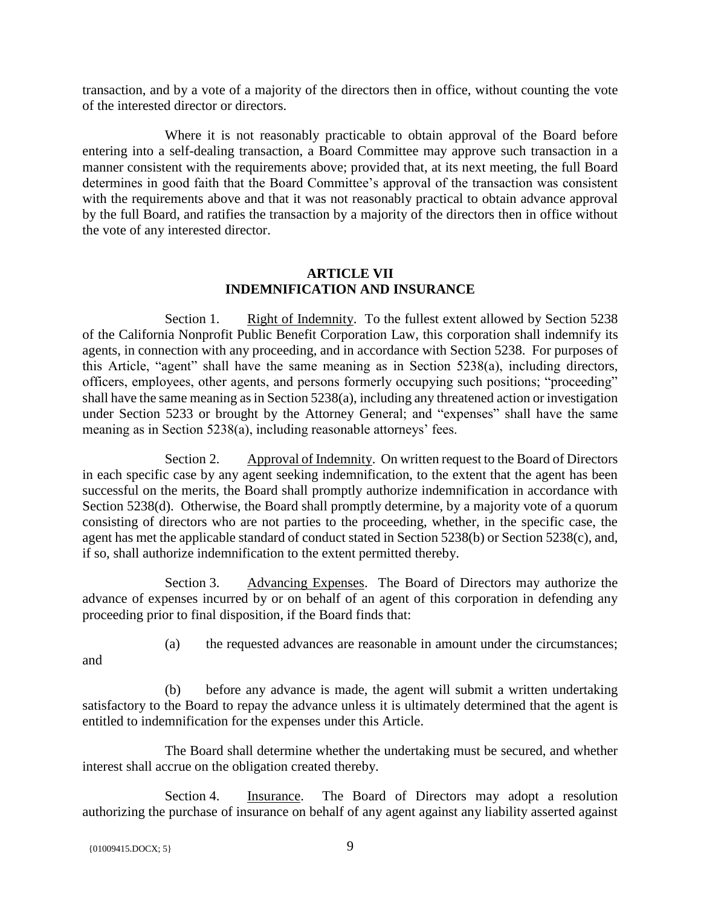transaction, and by a vote of a majority of the directors then in office, without counting the vote of the interested director or directors.

Where it is not reasonably practicable to obtain approval of the Board before entering into a self-dealing transaction, a Board Committee may approve such transaction in a manner consistent with the requirements above; provided that, at its next meeting, the full Board determines in good faith that the Board Committee's approval of the transaction was consistent with the requirements above and that it was not reasonably practical to obtain advance approval by the full Board, and ratifies the transaction by a majority of the directors then in office without the vote of any interested director.

## ARTICLE VII
## INDEMNIFICATION AND INSURANCE

Section 1. Right of Indemnity. To the fullest extent allowed by Section 5238 of the California Nonprofit Public Benefit Corporation Law, this corporation shall indemnify its agents, in connection with any proceeding, and in accordance with Section 5238. For purposes of this Article, "agent" shall have the same meaning as in Section 5238(a), including directors, officers, employees, other agents, and persons formerly occupying such positions; "proceeding" shall have the same meaning as in Section 5238(a), including any threatened action or investigation under Section 5233 or brought by the Attorney General; and "expenses" shall have the same meaning as in Section 5238(a), including reasonable attorneys' fees.

Section 2. Approval of Indemnity. On written request to the Board of Directors in each specific case by any agent seeking indemnification, to the extent that the agent has been successful on the merits, the Board shall promptly authorize indemnification in accordance with Section 5238(d). Otherwise, the Board shall promptly determine, by a majority vote of a quorum consisting of directors who are not parties to the proceeding, whether, in the specific case, the agent has met the applicable standard of conduct stated in Section 5238(b) or Section 5238(c), and, if so, shall authorize indemnification to the extent permitted thereby.

Section 3. Advancing Expenses. The Board of Directors may authorize the advance of expenses incurred by or on behalf of an agent of this corporation in defending any proceeding prior to final disposition, if the Board finds that:

(a) the requested advances are reasonable in amount under the circumstances; and

(b) before any advance is made, the agent will submit a written undertaking satisfactory to the Board to repay the advance unless it is ultimately determined that the agent is entitled to indemnification for the expenses under this Article.

The Board shall determine whether the undertaking must be secured, and whether interest shall accrue on the obligation created thereby.

Section 4. Insurance. The Board of Directors may adopt a resolution authorizing the purchase of insurance on behalf of any agent against any liability asserted against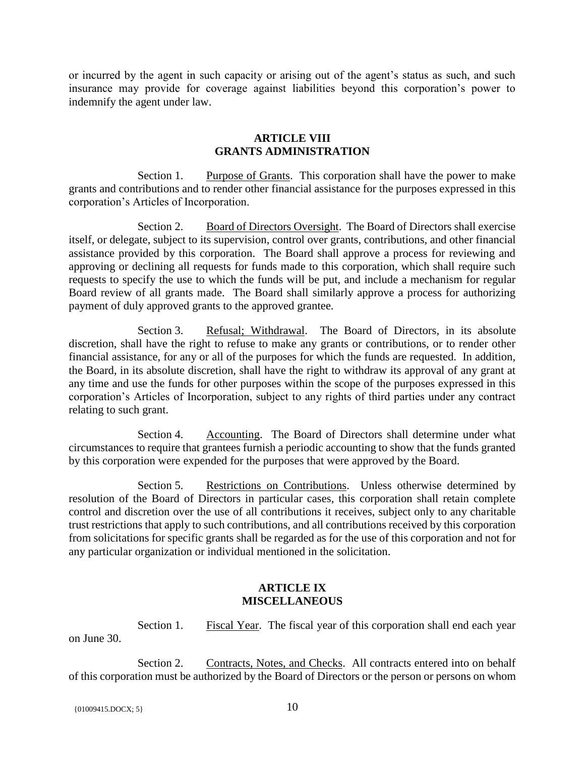or incurred by the agent in such capacity or arising out of the agent's status as such, and such insurance may provide for coverage against liabilities beyond this corporation's power to indemnify the agent under law.

## ARTICLE VIII
## GRANTS ADMINISTRATION

Section 1. Purpose of Grants. This corporation shall have the power to make grants and contributions and to render other financial assistance for the purposes expressed in this corporation's Articles of Incorporation.

Section 2. Board of Directors Oversight. The Board of Directors shall exercise itself, or delegate, subject to its supervision, control over grants, contributions, and other financial assistance provided by this corporation. The Board shall approve a process for reviewing and approving or declining all requests for funds made to this corporation, which shall require such requests to specify the use to which the funds will be put, and include a mechanism for regular Board review of all grants made. The Board shall similarly approve a process for authorizing payment of duly approved grants to the approved grantee.

Section 3. Refusal; Withdrawal. The Board of Directors, in its absolute discretion, shall have the right to refuse to make any grants or contributions, or to render other financial assistance, for any or all of the purposes for which the funds are requested. In addition, the Board, in its absolute discretion, shall have the right to withdraw its approval of any grant at any time and use the funds for other purposes within the scope of the purposes expressed in this corporation's Articles of Incorporation, subject to any rights of third parties under any contract relating to such grant.

Section 4. Accounting. The Board of Directors shall determine under what circumstances to require that grantees furnish a periodic accounting to show that the funds granted by this corporation were expended for the purposes that were approved by the Board.

Section 5. Restrictions on Contributions. Unless otherwise determined by resolution of the Board of Directors in particular cases, this corporation shall retain complete control and discretion over the use of all contributions it receives, subject only to any charitable trust restrictions that apply to such contributions, and all contributions received by this corporation from solicitations for specific grants shall be regarded as for the use of this corporation and not for any particular organization or individual mentioned in the solicitation.

## ARTICLE IX
## MISCELLANEOUS

Section 1. Fiscal Year. The fiscal year of this corporation shall end each year on June 30.

Section 2. Contracts, Notes, and Checks. All contracts entered into on behalf of this corporation must be authorized by the Board of Directors or the person or persons on whom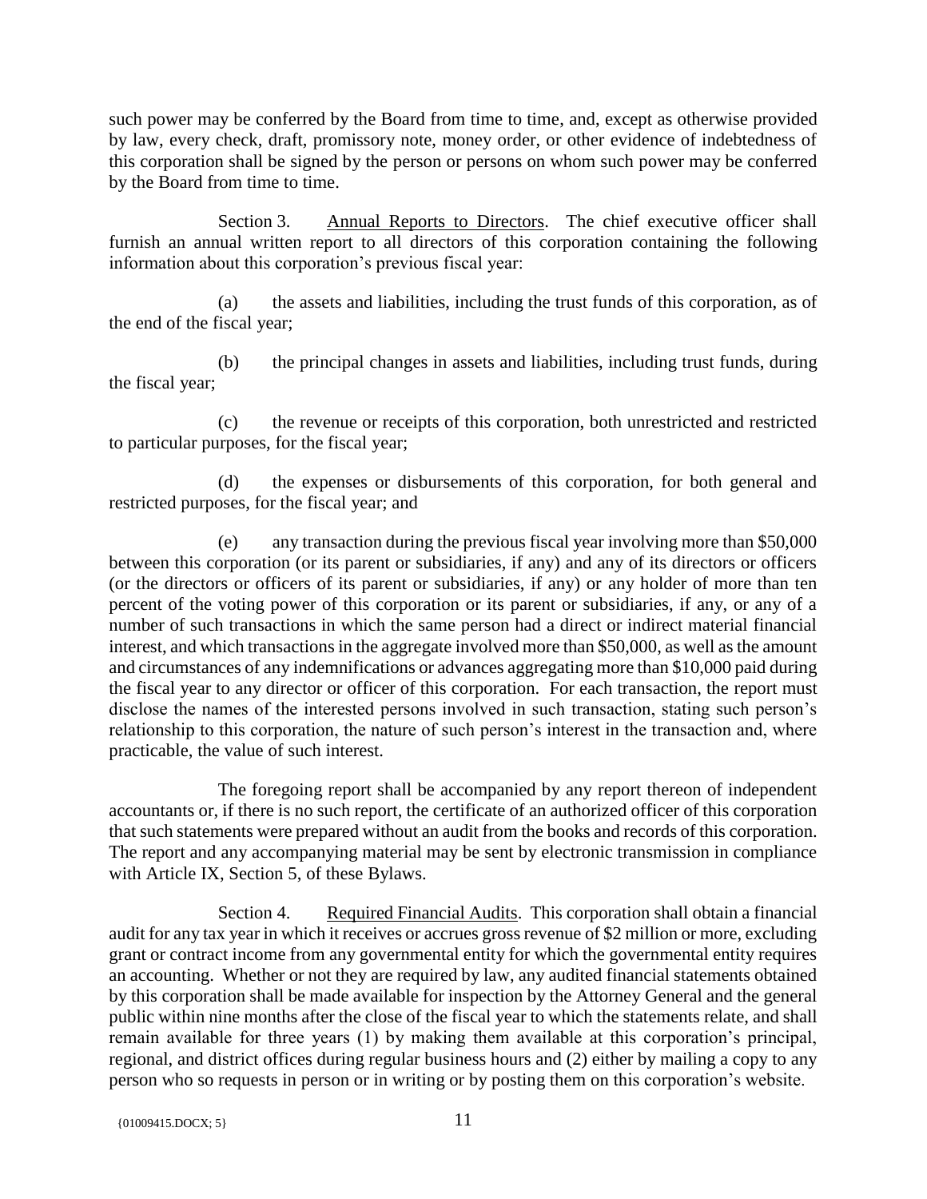such power may be conferred by the Board from time to time, and, except as otherwise provided by law, every check, draft, promissory note, money order, or other evidence of indebtedness of this corporation shall be signed by the person or persons on whom such power may be conferred by the Board from time to time.

Section 3. Annual Reports to Directors. The chief executive officer shall furnish an annual written report to all directors of this corporation containing the following information about this corporation's previous fiscal year:

(a) the assets and liabilities, including the trust funds of this corporation, as of the end of the fiscal year;

(b) the principal changes in assets and liabilities, including trust funds, during the fiscal year;

(c) the revenue or receipts of this corporation, both unrestricted and restricted to particular purposes, for the fiscal year;

(d) the expenses or disbursements of this corporation, for both general and restricted purposes, for the fiscal year; and

(e) any transaction during the previous fiscal year involving more than $50,000 between this corporation (or its parent or subsidiaries, if any) and any of its directors or officers (or the directors or officers of its parent or subsidiaries, if any) or any holder of more than ten percent of the voting power of this corporation or its parent or subsidiaries, if any, or any of a number of such transactions in which the same person had a direct or indirect material financial interest, and which transactions in the aggregate involved more than $50,000, as well as the amount and circumstances of any indemnifications or advances aggregating more than $10,000 paid during the fiscal year to any director or officer of this corporation. For each transaction, the report must disclose the names of the interested persons involved in such transaction, stating such person's relationship to this corporation, the nature of such person's interest in the transaction and, where practicable, the value of such interest.

The foregoing report shall be accompanied by any report thereon of independent accountants or, if there is no such report, the certificate of an authorized officer of this corporation that such statements were prepared without an audit from the books and records of this corporation. The report and any accompanying material may be sent by electronic transmission in compliance with Article IX, Section 5, of these Bylaws.

Section 4. Required Financial Audits. This corporation shall obtain a financial audit for any tax year in which it receives or accrues gross revenue of $2 million or more, excluding grant or contract income from any governmental entity for which the governmental entity requires an accounting. Whether or not they are required by law, any audited financial statements obtained by this corporation shall be made available for inspection by the Attorney General and the general public within nine months after the close of the fiscal year to which the statements relate, and shall remain available for three years (1) by making them available at this corporation's principal, regional, and district offices during regular business hours and (2) either by mailing a copy to any person who so requests in person or in writing or by posting them on this corporation's website.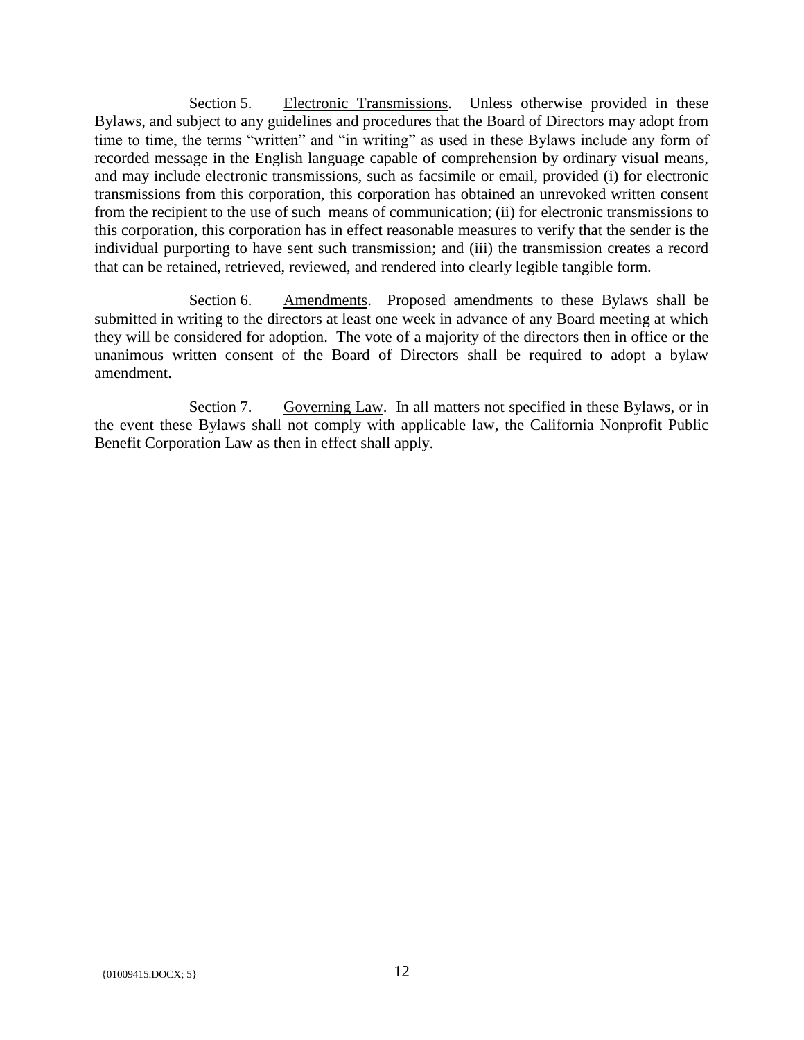Section 5. Electronic Transmissions. Unless otherwise provided in these Bylaws, and subject to any guidelines and procedures that the Board of Directors may adopt from time to time, the terms "written" and "in writing" as used in these Bylaws include any form of recorded message in the English language capable of comprehension by ordinary visual means, and may include electronic transmissions, such as facsimile or email, provided (i) for electronic transmissions from this corporation, this corporation has obtained an unrevoked written consent from the recipient to the use of such means of communication; (ii) for electronic transmissions to this corporation, this corporation has in effect reasonable measures to verify that the sender is the individual purporting to have sent such transmission; and (iii) the transmission creates a record that can be retained, retrieved, reviewed, and rendered into clearly legible tangible form.

Section 6. Amendments. Proposed amendments to these Bylaws shall be submitted in writing to the directors at least one week in advance of any Board meeting at which they will be considered for adoption. The vote of a majority of the directors then in office or the unanimous written consent of the Board of Directors shall be required to adopt a bylaw amendment.

Section 7. Governing Law. In all matters not specified in these Bylaws, or in the event these Bylaws shall not comply with applicable law, the California Nonprofit Public Benefit Corporation Law as then in effect shall apply.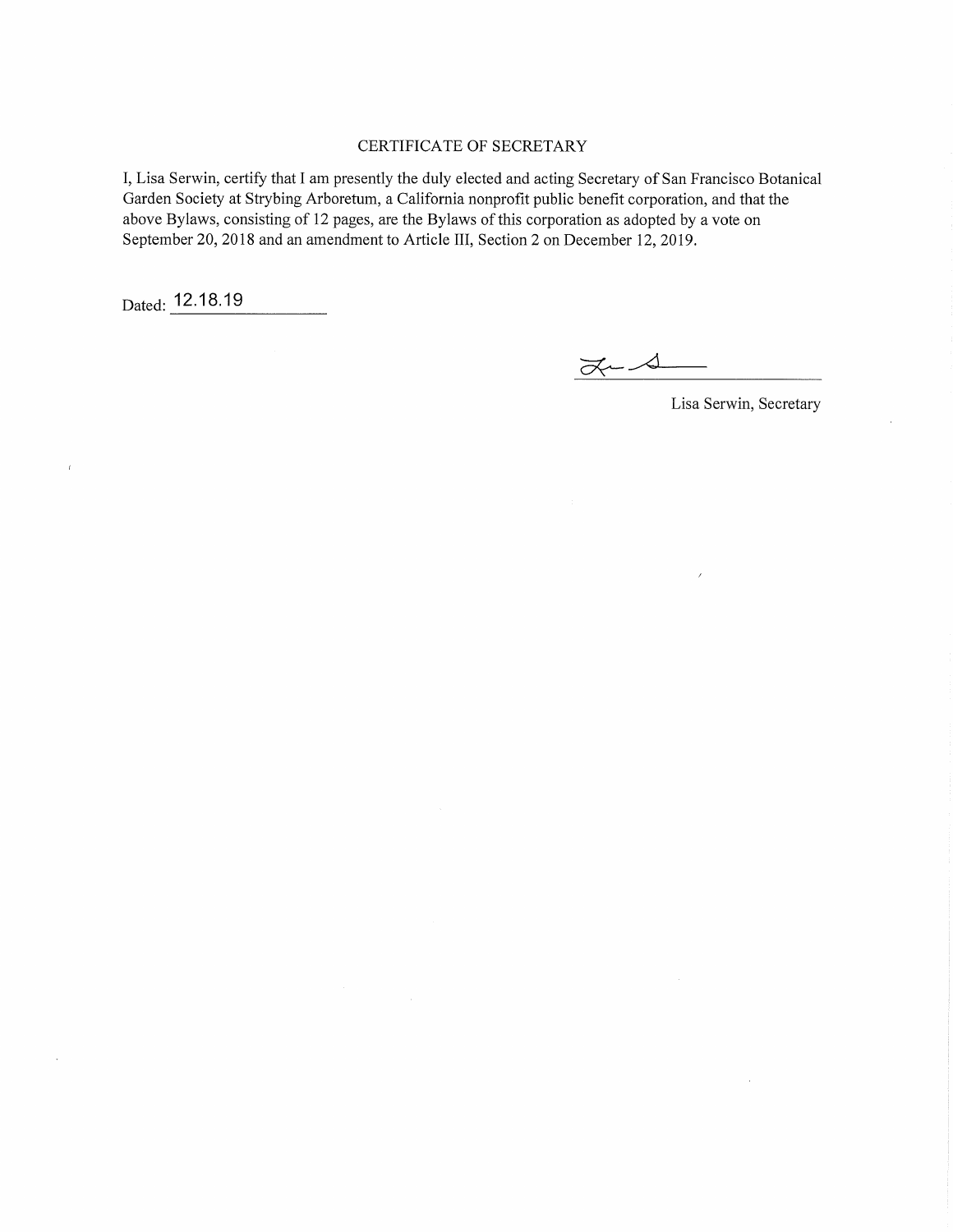# CERTIFICATE OF SECRETARY

I, Lisa Serwin, certify that I am presently the duly elected and acting Secretary of San Francisco Botanical Garden Society at Strybing Arboretum, a California nonprofit public benefit corporation, and that the above Bylaws, consisting of 12 pages, are the Bylaws of this corporation as adopted by a vote on September 20, 2018 and an amendment to Article III, Section 2 on December 12, 2019.

Dated: 12.18.19

Lisa Serwin, Secretary